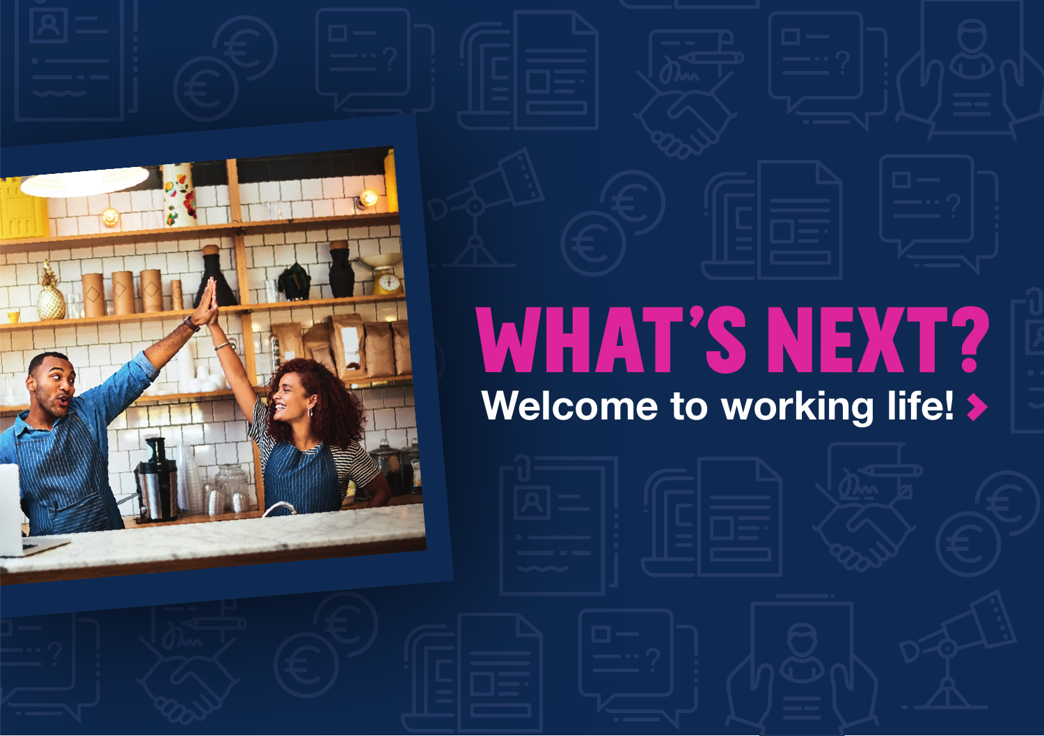# WHAT'S NEXT?

## Welcome to working life!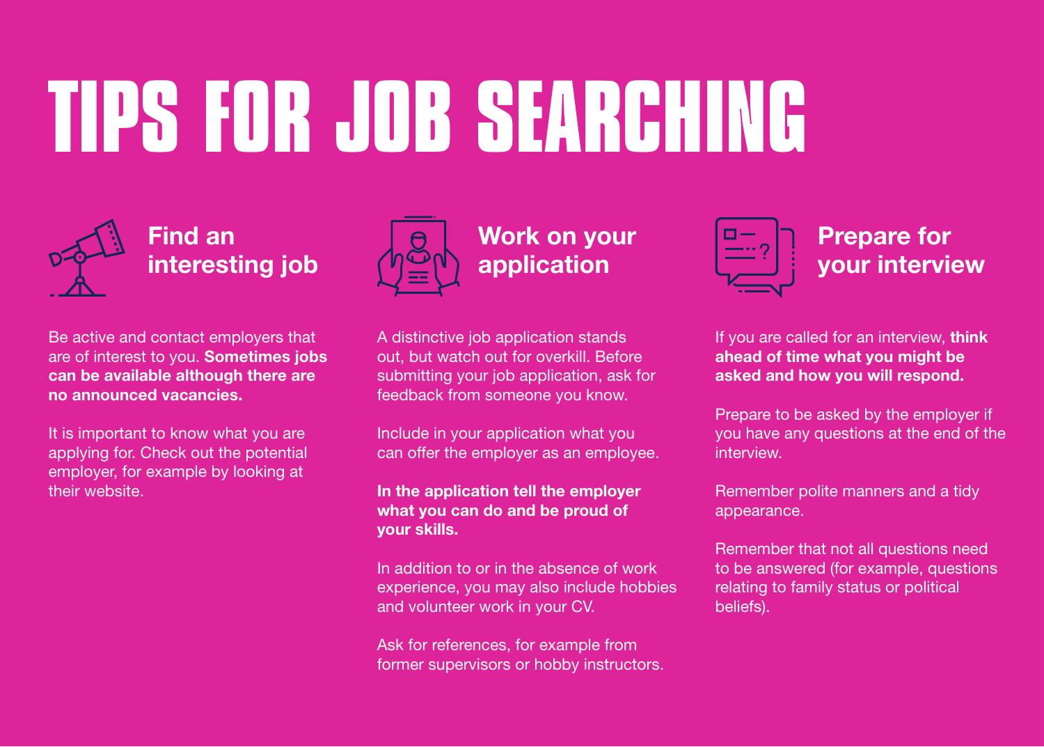# TIPS FOR JOB SEARCHING

## Find an interesting job

Be active and contact employers that are of interest to you. **Sometimes jobs can be available although there are no announced vacancies.**

It is important to know what you are applying for. Check out the potential employer, for example by looking at their website.

## Work on your application

A distinctive job application stands out, but watch out for overkill. Before submitting your job application, ask for feedback from someone you know.

Include in your application what you can offer the employer as an employee.

**In the application tell the employer what you can do and be proud of your skills.**

In addition to or in the absence of work experience, you may also include hobbies and volunteer work in your CV.

Ask for references, for example from former supervisors or hobby instructors.

## Prepare for your interview

If you are called for an interview, **think ahead of time what you might be asked and how you will respond.**

Prepare to be asked by the employer if you have any questions at the end of the interview.

Remember polite manners and a tidy appearance.

Remember that not all questions need to be answered (for example, questions relating to family status or political beliefs).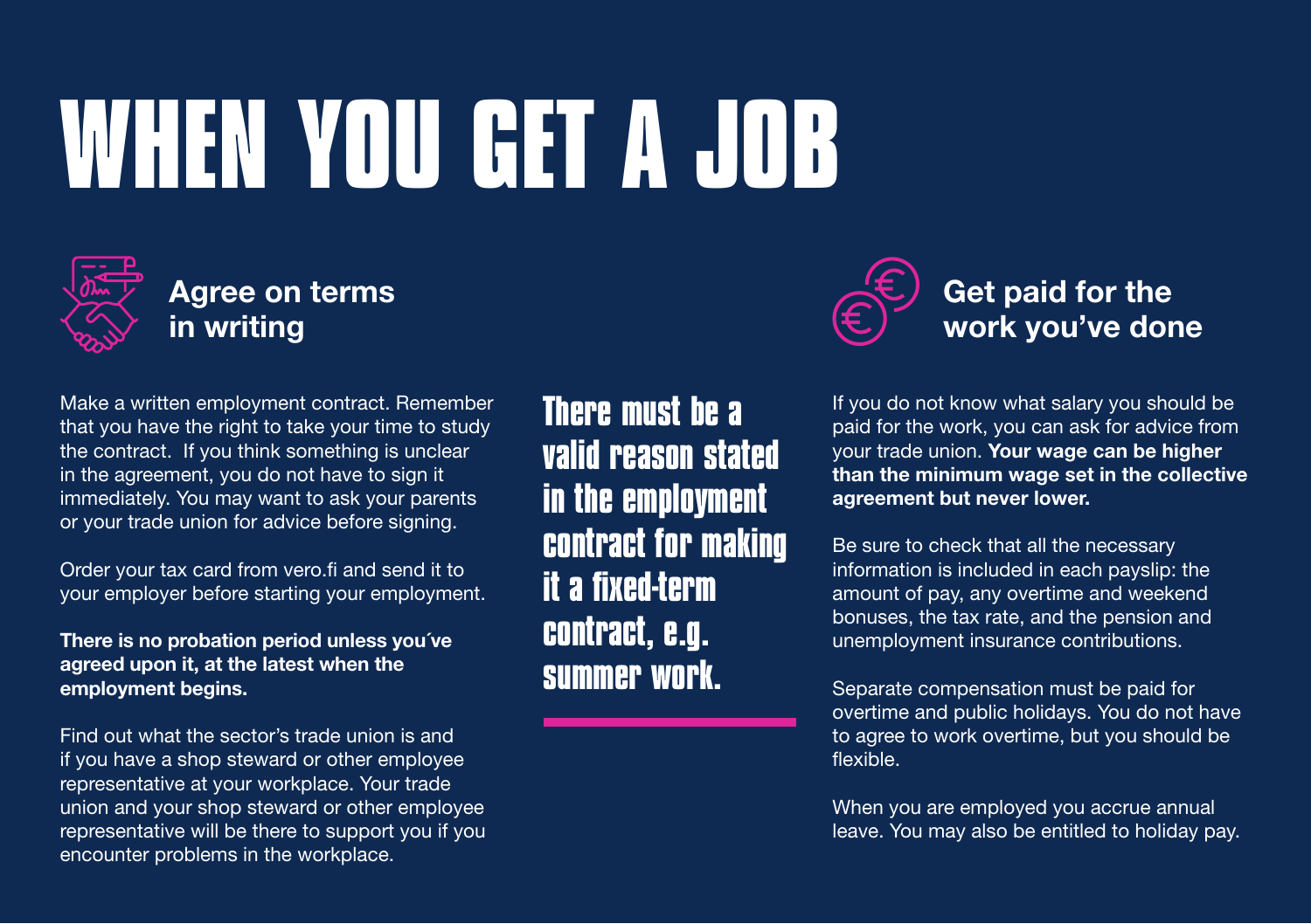# WHEN YOU GET A JOB

## Agree on terms in writing

Make a written employment contract. Remember that you have the right to take your time to study the contract. If you think something is unclear in the agreement, you do not have to sign it immediately. You may want to ask your parents or your trade union for advice before signing.

Order your tax card from vero.fi and send it to your employer before starting your employment.

**There is no probation period unless you´ve agreed upon it, at the latest when the employment begins.**

Find out what the sector's trade union is and if you have a shop steward or other employee representative at your workplace. Your trade union and your shop steward or other employee representative will be there to support you if you encounter problems in the workplace.

**There must be a valid reason stated in the employment contract for making it a fixed-term contract, e.g. summer work.**

## Get paid for the work you've done

If you do not know what salary you should be paid for the work, you can ask for advice from your trade union. **Your wage can be higher than the minimum wage set in the collective agreement but never lower.**

Be sure to check that all the necessary information is included in each payslip: the amount of pay, any overtime and weekend bonuses, the tax rate, and the pension and unemployment insurance contributions.

Separate compensation must be paid for overtime and public holidays. You do not have to agree to work overtime, but you should be flexible.

When you are employed you accrue annual leave. You may also be entitled to holiday pay.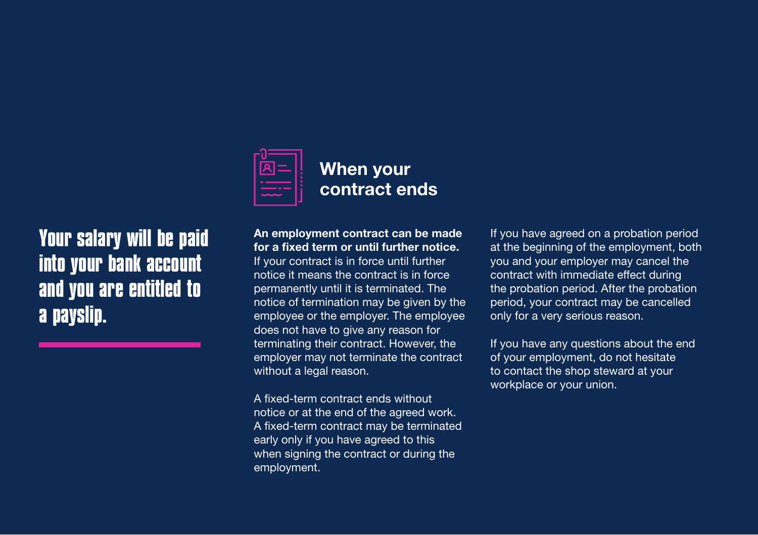**Your salary will be paid into your bank account and you are entitled to a payslip.**

## When your contract ends

**An employment contract can be made for a fixed term or until further notice.** If your contract is in force until further notice it means the contract is in force permanently until it is terminated. The notice of termination may be given by the employee or the employer. The employee does not have to give any reason for terminating their contract. However, the employer may not terminate the contract without a legal reason.

A fixed-term contract ends without notice or at the end of the agreed work. A fixed-term contract may be terminated early only if you have agreed to this when signing the contract or during the employment.

If you have agreed on a probation period at the beginning of the employment, both you and your employer may cancel the contract with immediate effect during the probation period. After the probation period, your contract may be cancelled only for a very serious reason.

If you have any questions about the end of your employment, do not hesitate to contact the shop steward at your workplace or your union.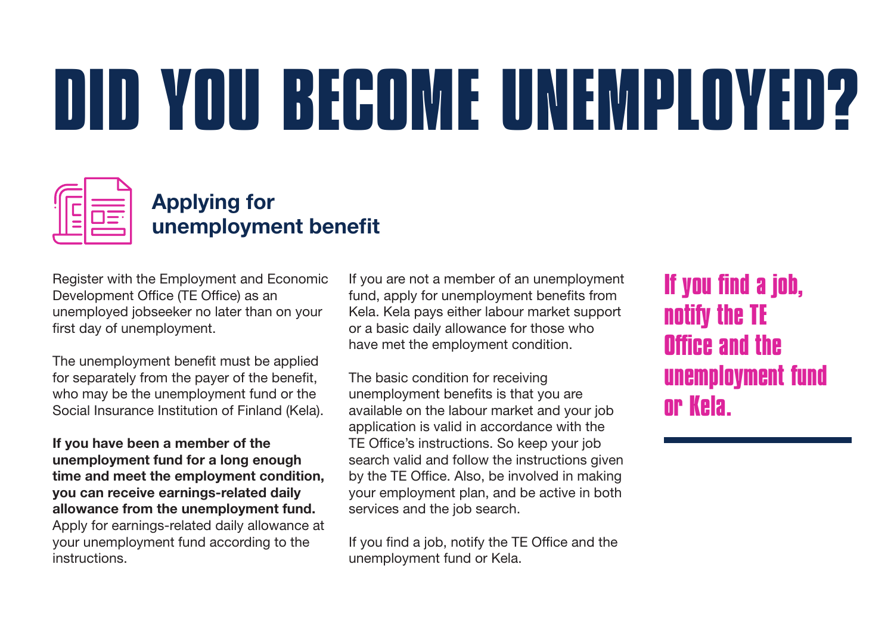# DID YOU BECOME UNEMPLOYED?

## Applying for unemployment benefit

Register with the Employment and Economic Development Office (TE Office) as an unemployed jobseeker no later than on your first day of unemployment.

The unemployment benefit must be applied for separately from the payer of the benefit, who may be the unemployment fund or the Social Insurance Institution of Finland (Kela).

**If you have been a member of the unemployment fund for a long enough time and meet the employment condition, you can receive earnings-related daily allowance from the unemployment fund.** Apply for earnings-related daily allowance at your unemployment fund according to the instructions.

If you are not a member of an unemployment fund, apply for unemployment benefits from Kela. Kela pays either labour market support or a basic daily allowance for those who have met the employment condition.

The basic condition for receiving unemployment benefits is that you are available on the labour market and your job application is valid in accordance with the TE Office's instructions. So keep your job search valid and follow the instructions given by the TE Office. Also, be involved in making your employment plan, and be active in both services and the job search.

If you find a job, notify the TE Office and the unemployment fund or Kela.

**If you find a job, notify the TE Office and the unemployment fund or Kela.**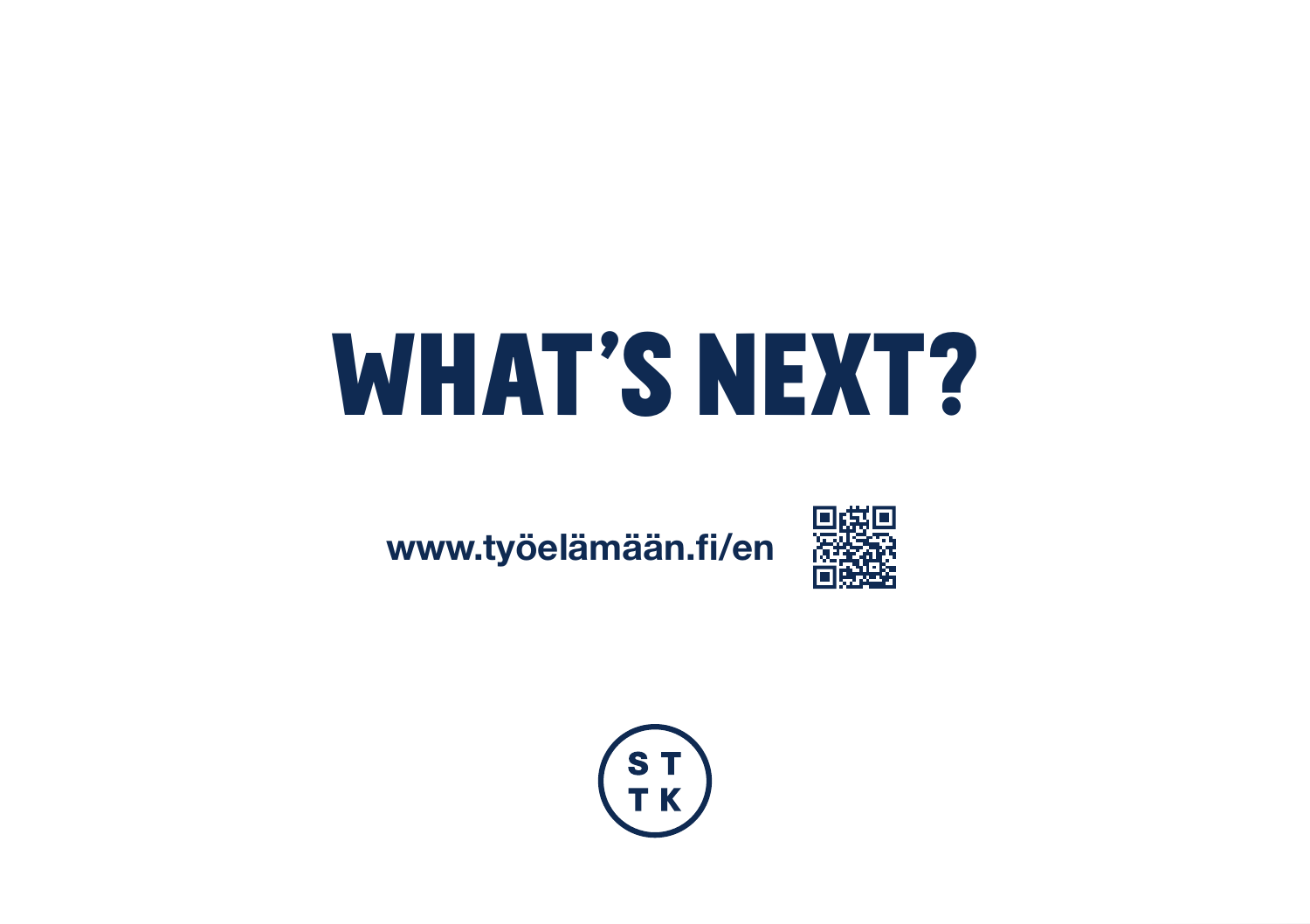# WHAT'S NEXT?

**www.työelämään.fi/en**

S T
T K